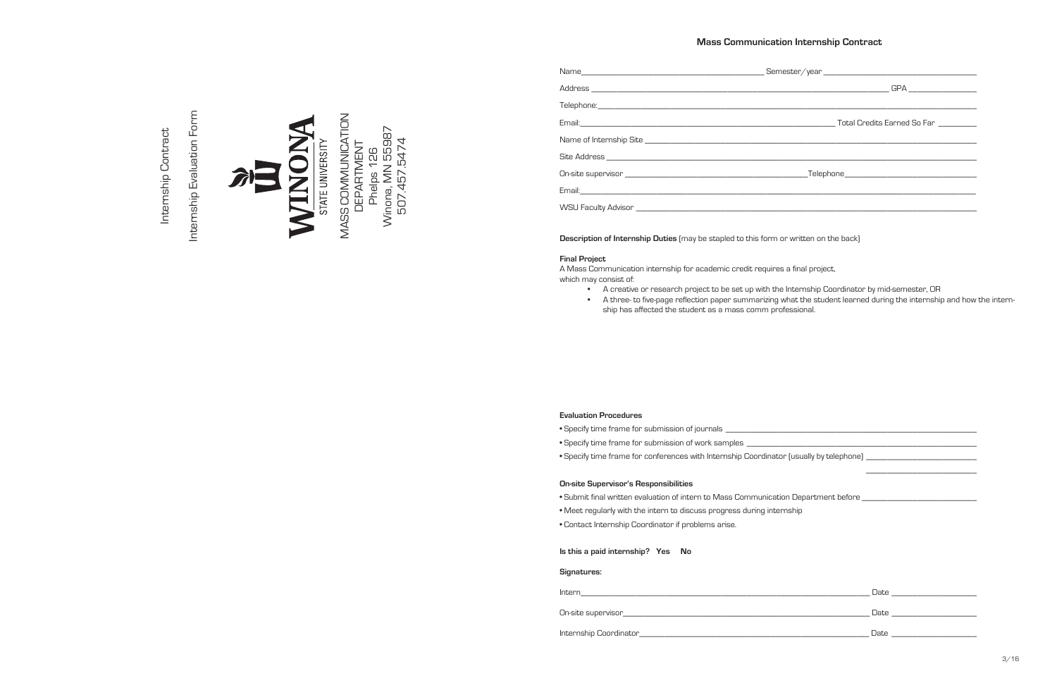Internship Contract

Internship Evaluation Form

WINONA STATE UNIVERSITY

MASS COMMUNICATION DEPARTMENT
Phelps 126
Winona, MN 55987
507.457.5474

## Mass Communication Internship Contract

Name_______________________________ Semester/year _______________________________

Address _______________________________________________________ GPA _______________

Telephone: _______________________________________________________________________

Email: _______________________________________________ Total Credits Earned So Far _________

Name of Internship Site ____________________________________________________________

Site Address ______________________________________________________________________

On-site supervisor ___________________________________ Telephone _______________________

Email: ___________________________________________________________________________

WSU Faculty Advisor _______________________________________________________________

**Description of Internship Duties** (may be stapled to this form or written on the back)

**Final Project**

A Mass Communication internship for academic credit requires a final project, which may consist of:

- A creative or research project to be set up with the Internship Coordinator by mid-semester, OR
- A three- to five-page reflection paper summarizing what the student learned during the internship and how the internship has affected the student as a mass comm professional.

**Evaluation Procedures**

- Specify time frame for submission of journals _______________________________________
- Specify time frame for submission of work samples ___________________________________
- Specify time frame for conferences with Internship Coordinator (usually by telephone) ______________________ ______________________

**On-site Supervisor's Responsibilities**

- Submit final written evaluation of intern to Mass Communication Department before ______________________
- Meet regularly with the intern to discuss progress during internship
- Contact Internship Coordinator if problems arise.

**Is this a paid internship? Yes No**

**Signatures:**

Intern_______________________________________________ Date ________________

On-site supervisor_____________________________________ Date ________________

Internship Coordinator__________________________________ Date ________________

3/16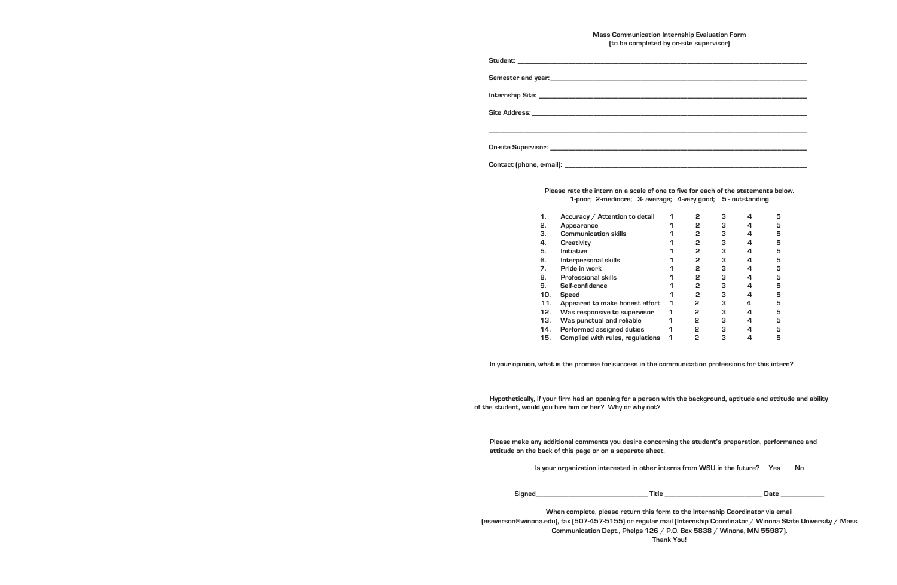**Mass Communication Internship Evaluation Form**
**(to be completed by on-site supervisor)**

Student: ______________________________________________________________________________

Semester and year: _____________________________________________________________________

Internship Site: ________________________________________________________________________

Site Address: __________________________________________________________________________

_______________________________________________________________________________________

On-site Supervisor: _____________________________________________________________________

Contact (phone, e-mail): _________________________________________________________________

Please rate the intern on a scale of one to five for each of the statements below.
1-poor; 2-mediocre; 3- average; 4-very good; 5 - outstanding

| | | | | | | |
|---|---|---|---|---|---|---|
| 1. | Accuracy / Attention to detail | 1 | 2 | 3 | 4 | 5 |
| 2. | Appearance | 1 | 2 | 3 | 4 | 5 |
| 3. | Communication skills | 1 | 2 | 3 | 4 | 5 |
| 4. | Creativity | 1 | 2 | 3 | 4 | 5 |
| 5. | Initiative | 1 | 2 | 3 | 4 | 5 |
| 6. | Interpersonal skills | 1 | 2 | 3 | 4 | 5 |
| 7. | Pride in work | 1 | 2 | 3 | 4 | 5 |
| 8. | Professional skills | 1 | 2 | 3 | 4 | 5 |
| 9. | Self-confidence | 1 | 2 | 3 | 4 | 5 |
| 10. | Speed | 1 | 2 | 3 | 4 | 5 |
| 11. | Appeared to make honest effort | 1 | 2 | 3 | 4 | 5 |
| 12. | Was responsive to supervisor | 1 | 2 | 3 | 4 | 5 |
| 13. | Was punctual and reliable | 1 | 2 | 3 | 4 | 5 |
| 14. | Performed assigned duties | 1 | 2 | 3 | 4 | 5 |
| 15. | Complied with rules, regulations | 1 | 2 | 3 | 4 | 5 |

In your opinion, what is the promise for success in the communication professions for this intern?

Hypothetically, if your firm had an opening for a person with the background, aptitude and attitude and ability of the student, would you hire him or her? Why or why not?

Please make any additional comments you desire concerning the student's preparation, performance and attitude on the back of this page or on a separate sheet.

Is your organization interested in other interns from WSU in the future? Yes No

Signed______________________________ Title ___________________________ Date ___________

When complete, please return this form to the Internship Coordinator via email (eseverson@winona.edu), fax (507-457-5155) or regular mail (Internship Coordinator / Winona State University / Mass Communication Dept., Phelps 126 / P.O. Box 5838 / Winona, MN 55987).
Thank You!